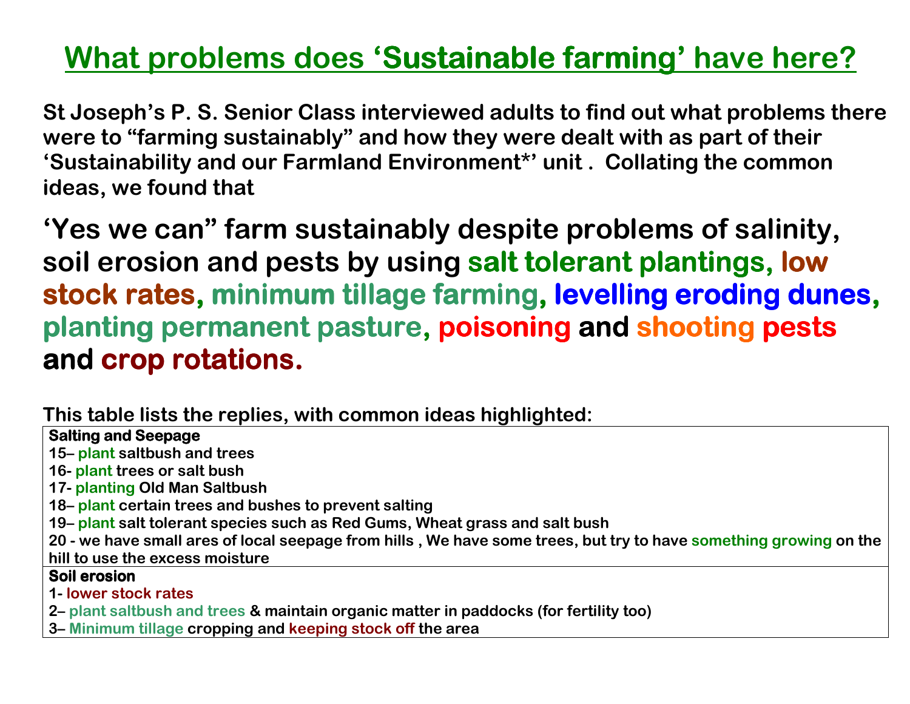# What problems does ‘Sustainable farming’ have here?

**St Joseph’s P. S. Senior Class interviewed adults to find out what problems there were to “farming sustainably” and how they were dealt with as part of their ‘Sustainability and our Farmland Environment*’ unit . Collating the common ideas, we found that**

## ‘Yes we can” farm sustainably despite problems of salinity, soil erosion and pests by using salt tolerant plantings, low stock rates, minimum tillage farming, levelling eroding dunes, planting permanent pasture, poisoning and shooting pests and crop rotations.

**This table lists the replies, with common ideas highlighted:**

| **Salting and Seepage** |
|---|
| 15– plant saltbush and trees<br>16- plant trees or salt bush<br>17- planting Old Man Saltbush<br>18– plant certain trees and bushes to prevent salting<br>19– plant salt tolerant species such as Red Gums, Wheat grass and salt bush<br>20 - we have small ares of local seepage from hills , We have some trees, but try to have something growing on the hill to use the excess moisture |
| **Soil erosion** |
| 1- lower stock rates<br>2– plant saltbush and trees & maintain organic matter in paddocks (for fertility too)<br>3– Minimum tillage cropping and keeping stock off the area |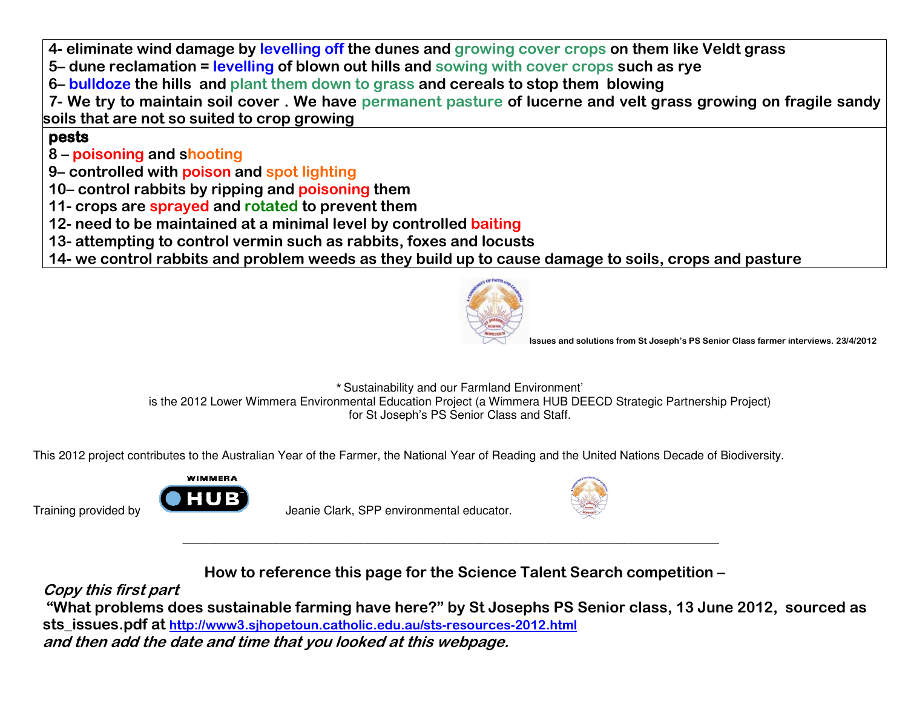**4- eliminate wind damage by levelling off the dunes and growing cover crops on them like Veldt grass**
**5– dune reclamation = levelling of blown out hills and sowing with cover crops such as rye**
**6– bulldoze the hills and plant them down to grass and cereals to stop them blowing**
**7- We try to maintain soil cover . We have permanent pasture of lucerne and velt grass growing on fragile sandy soils that are not so suited to crop growing**

**pests**

**8 – poisoning and shooting**
**9– controlled with poison and spot lighting**
**10– control rabbits by ripping and poisoning them**
**11- crops are sprayed and rotated to prevent them**
**12- need to be maintained at a minimal level by controlled baiting**
**13- attempting to control vermin such as rabbits, foxes and locusts**
**14- we control rabbits and problem weeds as they build up to cause damage to soils, crops and pasture**

**Issues and solutions from St Joseph's PS Senior Class farmer interviews. 23/4/2012**

* Sustainability and our Farmland Environment'
is the 2012 Lower Wimmera Environmental Education Project (a Wimmera HUB DEECD Strategic Partnership Project)
for St Joseph's PS Senior Class and Staff.

This 2012 project contributes to the Australian Year of the Farmer, the National Year of Reading and the United Nations Decade of Biodiversity.

Training provided by WIMMERA HUB Jeanie Clark, SPP environmental educator.

---

**How to reference this page for the Science Talent Search competition –**

***Copy this first part***

**"What problems does sustainable farming have here?" by St Josephs PS Senior class, 13 June 2012, sourced as sts_issues.pdf at http://www3.sjhopetoun.catholic.edu.au/sts-resources-2012.html**

***and then add the date and time that you looked at this webpage.***